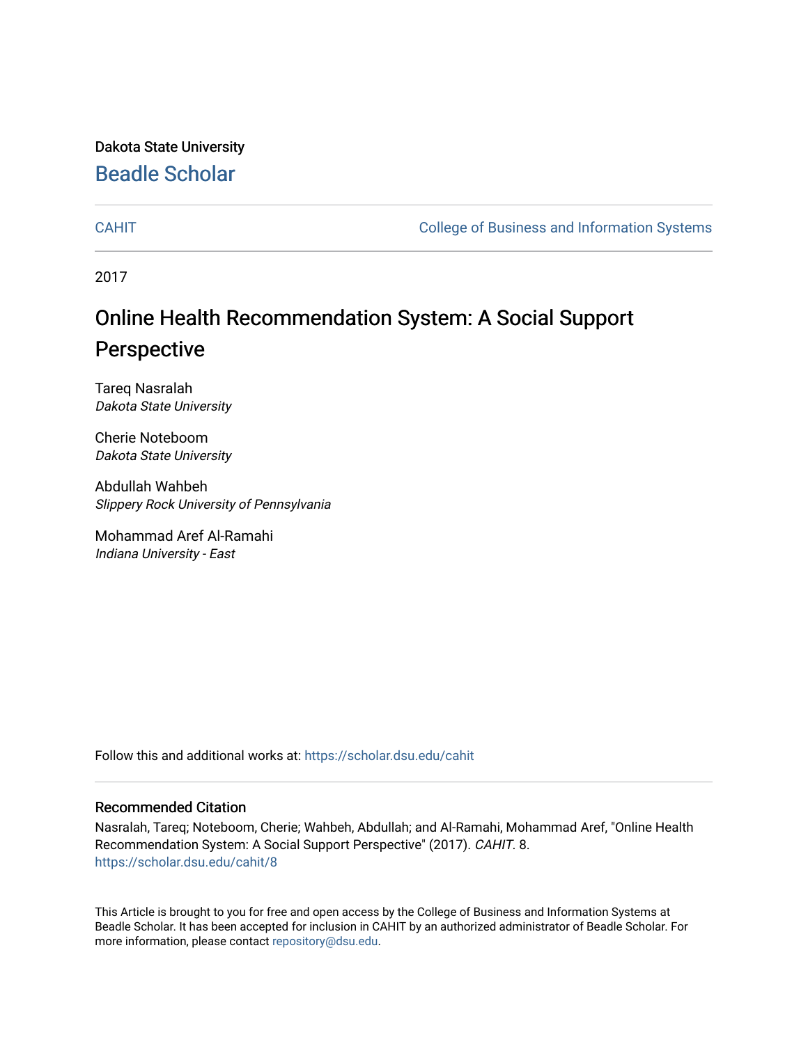Dakota State University

Beadle Scholar

CAHIT

College of Business and Information Systems

2017

# Online Health Recommendation System: A Social Support Perspective

Tareq Nasralah
*Dakota State University*

Cherie Noteboom
*Dakota State University*

Abdullah Wahbeh
*Slippery Rock University of Pennsylvania*

Mohammad Aref Al-Ramahi
*Indiana University - East*

Follow this and additional works at: https://scholar.dsu.edu/cahit

## Recommended Citation

Nasralah, Tareq; Noteboom, Cherie; Wahbeh, Abdullah; and Al-Ramahi, Mohammad Aref, "Online Health Recommendation System: A Social Support Perspective" (2017). *CAHIT*. 8.
https://scholar.dsu.edu/cahit/8

This Article is brought to you for free and open access by the College of Business and Information Systems at Beadle Scholar. It has been accepted for inclusion in CAHIT by an authorized administrator of Beadle Scholar. For more information, please contact repository@dsu.edu.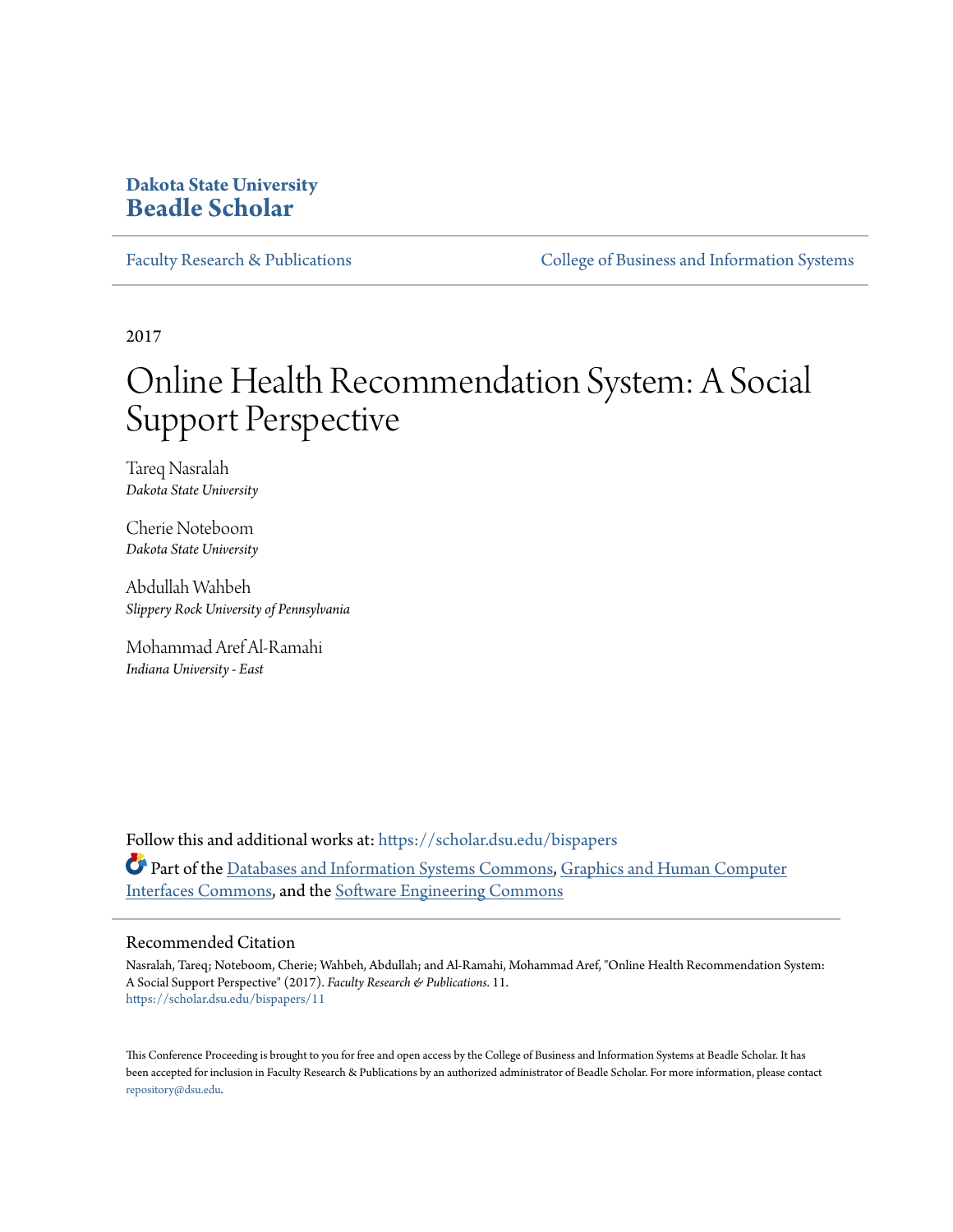**Dakota State University**
**Beadle Scholar**

Faculty Research & Publications | College of Business and Information Systems

2017

# Online Health Recommendation System: A Social Support Perspective

Tareq Nasralah
*Dakota State University*

Cherie Noteboom
*Dakota State University*

Abdullah Wahbeh
*Slippery Rock University of Pennsylvania*

Mohammad Aref Al-Ramahi
*Indiana University - East*

Follow this and additional works at: https://scholar.dsu.edu/bispapers

Part of the Databases and Information Systems Commons, Graphics and Human Computer Interfaces Commons, and the Software Engineering Commons

## Recommended Citation

Nasralah, Tareq; Noteboom, Cherie; Wahbeh, Abdullah; and Al-Ramahi, Mohammad Aref, "Online Health Recommendation System: A Social Support Perspective" (2017). *Faculty Research & Publications*. 11.
https://scholar.dsu.edu/bispapers/11

This Conference Proceeding is brought to you for free and open access by the College of Business and Information Systems at Beadle Scholar. It has been accepted for inclusion in Faculty Research & Publications by an authorized administrator of Beadle Scholar. For more information, please contact repository@dsu.edu.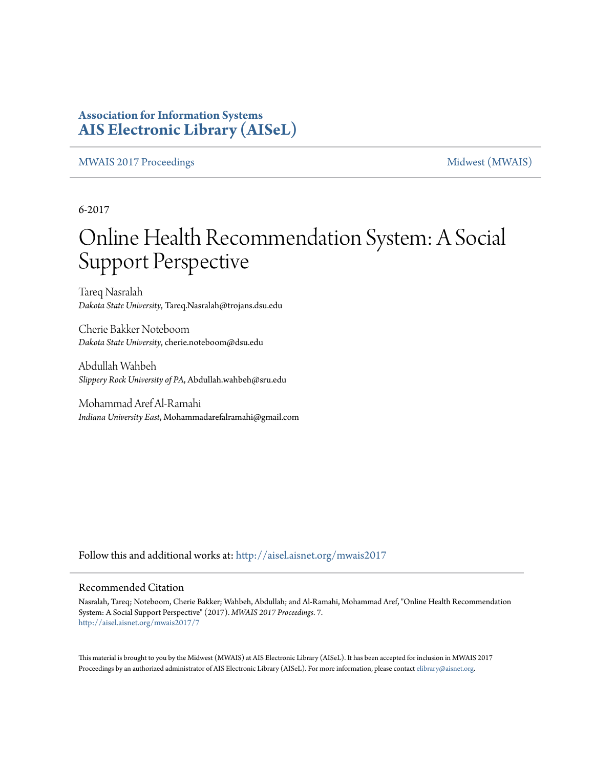**Association for Information Systems**
**AIS Electronic Library (AISeL)**

MWAIS 2017 Proceedings | Midwest (MWAIS)

6-2017

# Online Health Recommendation System: A Social Support Perspective

Tareq Nasralah
*Dakota State University*, Tareq.Nasralah@trojans.dsu.edu

Cherie Bakker Noteboom
*Dakota State University*, cherie.noteboom@dsu.edu

Abdullah Wahbeh
*Slippery Rock University of PA*, Abdullah.wahbeh@sru.edu

Mohammad Aref Al-Ramahi
*Indiana University East*, Mohammadarefalramahi@gmail.com

Follow this and additional works at: http://aisel.aisnet.org/mwais2017

## Recommended Citation

Nasralah, Tareq; Noteboom, Cherie Bakker; Wahbeh, Abdullah; and Al-Ramahi, Mohammad Aref, "Online Health Recommendation System: A Social Support Perspective" (2017). *MWAIS 2017 Proceedings*. 7.
http://aisel.aisnet.org/mwais2017/7

This material is brought to you by the Midwest (MWAIS) at AIS Electronic Library (AISeL). It has been accepted for inclusion in MWAIS 2017 Proceedings by an authorized administrator of AIS Electronic Library (AISeL). For more information, please contact elibrary@aisnet.org.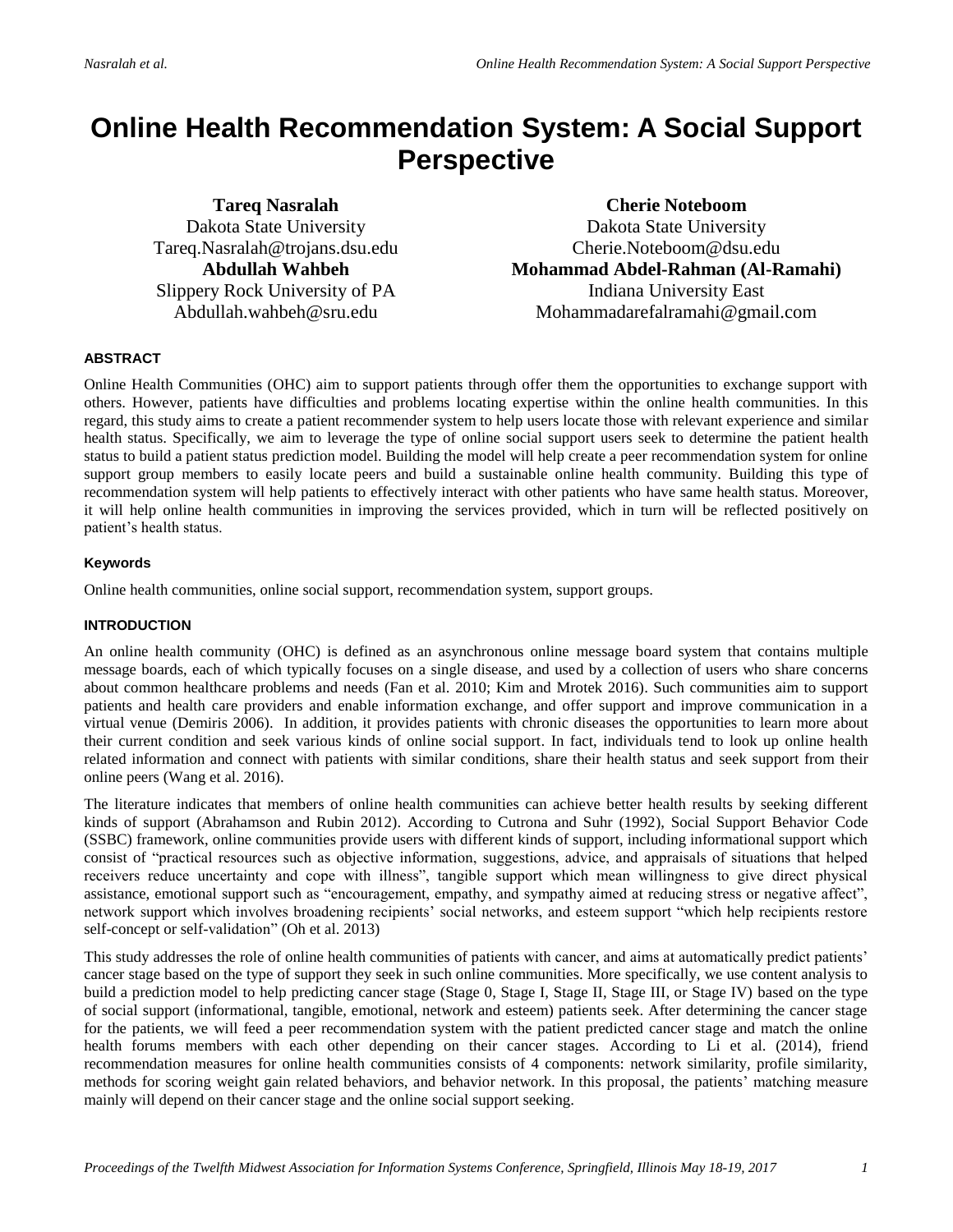# Online Health Recommendation System: A Social Support Perspective

**Tareq Nasralah**
Dakota State University
Tareq.Nasralah@trojans.dsu.edu

**Abdullah Wahbeh**
Slippery Rock University of PA
Abdullah.wahbeh@sru.edu

**Cherie Noteboom**
Dakota State University
Cherie.Noteboom@dsu.edu

**Mohammad Abdel-Rahman (Al-Ramahi)**
Indiana University East
Mohammadarefalramahi@gmail.com

#### ABSTRACT

Online Health Communities (OHC) aim to support patients through offer them the opportunities to exchange support with others. However, patients have difficulties and problems locating expertise within the online health communities. In this regard, this study aims to create a patient recommender system to help users locate those with relevant experience and similar health status. Specifically, we aim to leverage the type of online social support users seek to determine the patient health status to build a patient status prediction model. Building the model will help create a peer recommendation system for online support group members to easily locate peers and build a sustainable online health community. Building this type of recommendation system will help patients to effectively interact with other patients who have same health status. Moreover, it will help online health communities in improving the services provided, which in turn will be reflected positively on patient's health status.

#### Keywords

Online health communities, online social support, recommendation system, support groups.

#### INTRODUCTION

An online health community (OHC) is defined as an asynchronous online message board system that contains multiple message boards, each of which typically focuses on a single disease, and used by a collection of users who share concerns about common healthcare problems and needs (Fan et al. 2010; Kim and Mrotek 2016). Such communities aim to support patients and health care providers and enable information exchange, and offer support and improve communication in a virtual venue (Demiris 2006). In addition, it provides patients with chronic diseases the opportunities to learn more about their current condition and seek various kinds of online social support. In fact, individuals tend to look up online health related information and connect with patients with similar conditions, share their health status and seek support from their online peers (Wang et al. 2016).

The literature indicates that members of online health communities can achieve better health results by seeking different kinds of support (Abrahamson and Rubin 2012). According to Cutrona and Suhr (1992), Social Support Behavior Code (SSBC) framework, online communities provide users with different kinds of support, including informational support which consist of "practical resources such as objective information, suggestions, advice, and appraisals of situations that helped receivers reduce uncertainty and cope with illness", tangible support which mean willingness to give direct physical assistance, emotional support such as "encouragement, empathy, and sympathy aimed at reducing stress or negative affect", network support which involves broadening recipients' social networks, and esteem support "which help recipients restore self-concept or self-validation" (Oh et al. 2013)

This study addresses the role of online health communities of patients with cancer, and aims at automatically predict patients' cancer stage based on the type of support they seek in such online communities. More specifically, we use content analysis to build a prediction model to help predicting cancer stage (Stage 0, Stage I, Stage II, Stage III, or Stage IV) based on the type of social support (informational, tangible, emotional, network and esteem) patients seek. After determining the cancer stage for the patients, we will feed a peer recommendation system with the patient predicted cancer stage and match the online health forums members with each other depending on their cancer stages. According to Li et al. (2014), friend recommendation measures for online health communities consists of 4 components: network similarity, profile similarity, methods for scoring weight gain related behaviors, and behavior network. In this proposal, the patients' matching measure mainly will depend on their cancer stage and the online social support seeking.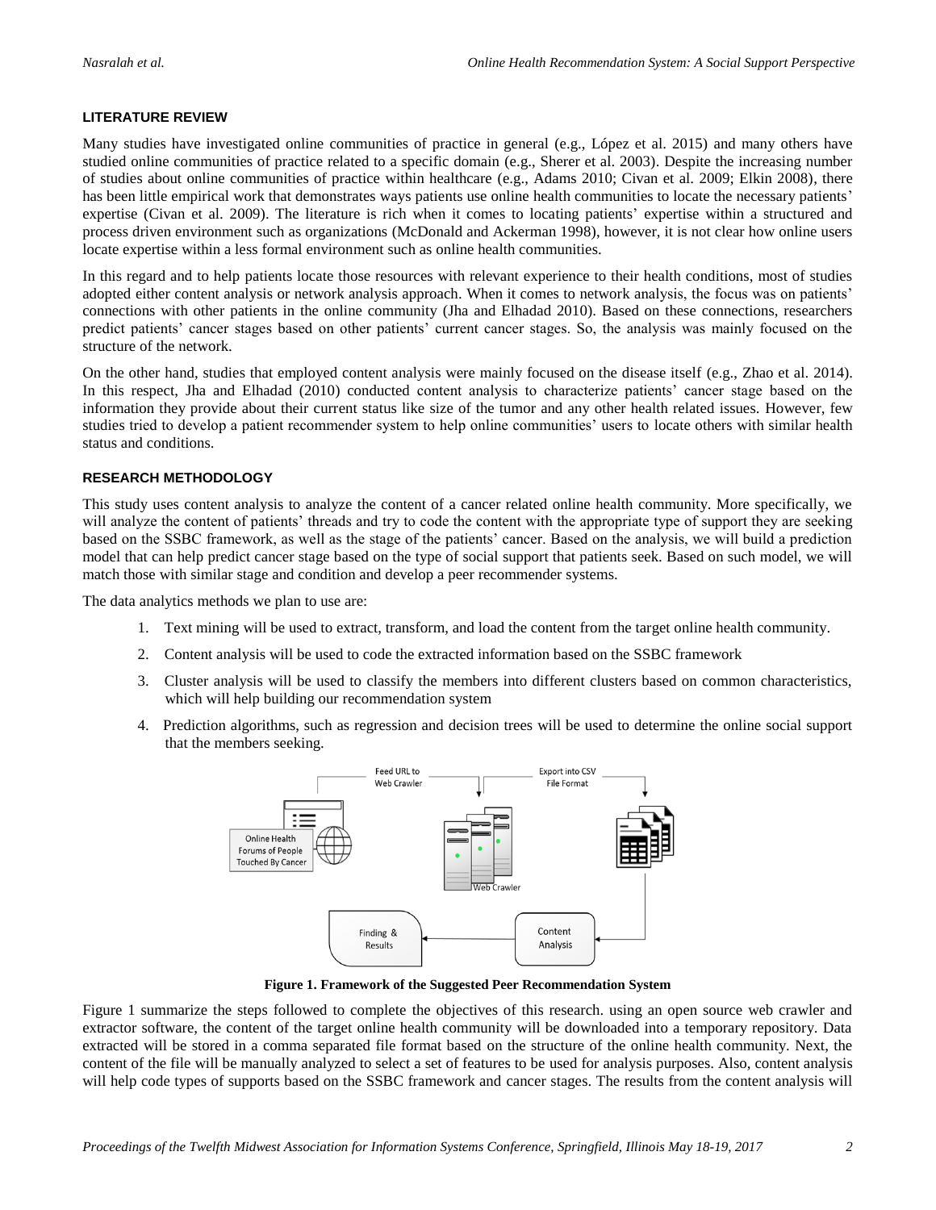#### LITERATURE REVIEW

Many studies have investigated online communities of practice in general (e.g., López et al. 2015) and many others have studied online communities of practice related to a specific domain (e.g., Sherer et al. 2003). Despite the increasing number of studies about online communities of practice within healthcare (e.g., Adams 2010; Civan et al. 2009; Elkin 2008), there has been little empirical work that demonstrates ways patients use online health communities to locate the necessary patients' expertise (Civan et al. 2009). The literature is rich when it comes to locating patients' expertise within a structured and process driven environment such as organizations (McDonald and Ackerman 1998), however, it is not clear how online users locate expertise within a less formal environment such as online health communities.

In this regard and to help patients locate those resources with relevant experience to their health conditions, most of studies adopted either content analysis or network analysis approach. When it comes to network analysis, the focus was on patients' connections with other patients in the online community (Jha and Elhadad 2010). Based on these connections, researchers predict patients' cancer stages based on other patients' current cancer stages. So, the analysis was mainly focused on the structure of the network.

On the other hand, studies that employed content analysis were mainly focused on the disease itself (e.g., Zhao et al. 2014). In this respect, Jha and Elhadad (2010) conducted content analysis to characterize patients' cancer stage based on the information they provide about their current status like size of the tumor and any other health related issues. However, few studies tried to develop a patient recommender system to help online communities' users to locate others with similar health status and conditions.

#### RESEARCH METHODOLOGY

This study uses content analysis to analyze the content of a cancer related online health community. More specifically, we will analyze the content of patients' threads and try to code the content with the appropriate type of support they are seeking based on the SSBC framework, as well as the stage of the patients' cancer. Based on the analysis, we will build a prediction model that can help predict cancer stage based on the type of social support that patients seek. Based on such model, we will match those with similar stage and condition and develop a peer recommender systems.

The data analytics methods we plan to use are:

1. Text mining will be used to extract, transform, and load the content from the target online health community.
2. Content analysis will be used to code the extracted information based on the SSBC framework
3. Cluster analysis will be used to classify the members into different clusters based on common characteristics, which will help building our recommendation system
4. Prediction algorithms, such as regression and decision trees will be used to determine the online social support that the members seeking.

**Figure 1. Framework of the Suggested Peer Recommendation System**

Figure 1 summarize the steps followed to complete the objectives of this research. using an open source web crawler and extractor software, the content of the target online health community will be downloaded into a temporary repository. Data extracted will be stored in a comma separated file format based on the structure of the online health community. Next, the content of the file will be manually analyzed to select a set of features to be used for analysis purposes. Also, content analysis will help code types of supports based on the SSBC framework and cancer stages. The results from the content analysis will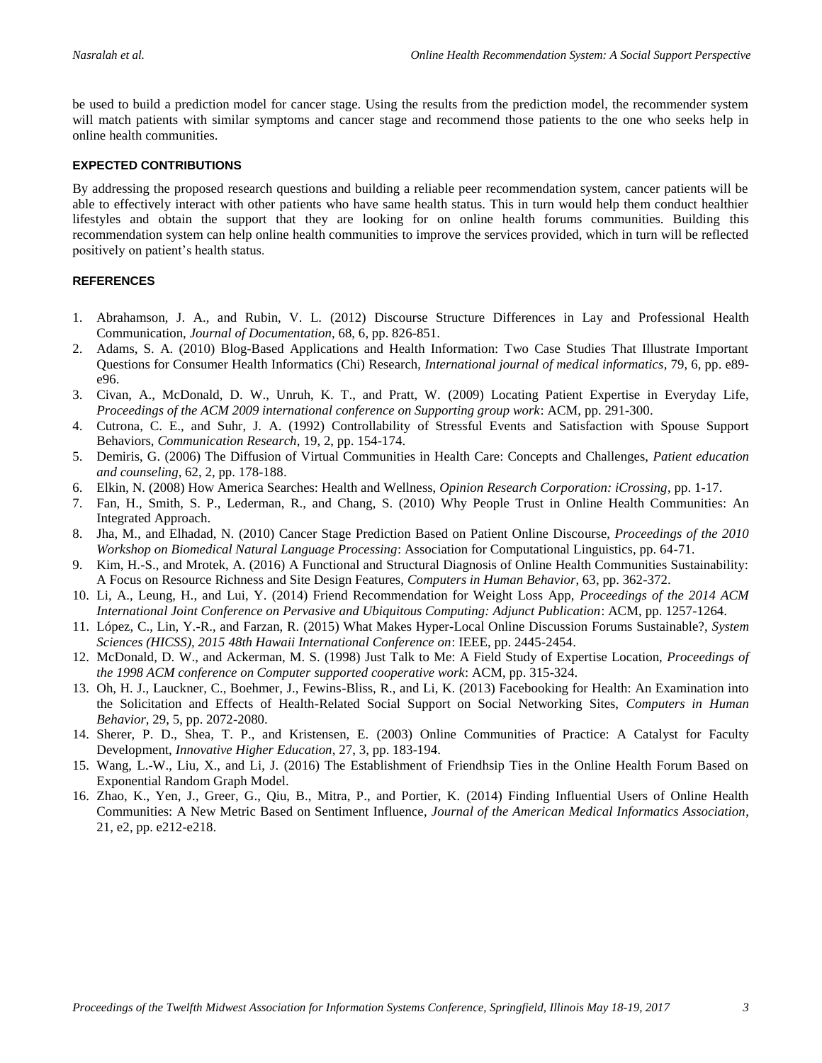be used to build a prediction model for cancer stage. Using the results from the prediction model, the recommender system will match patients with similar symptoms and cancer stage and recommend those patients to the one who seeks help in online health communities.

## EXPECTED CONTRIBUTIONS

By addressing the proposed research questions and building a reliable peer recommendation system, cancer patients will be able to effectively interact with other patients who have same health status. This in turn would help them conduct healthier lifestyles and obtain the support that they are looking for on online health forums communities. Building this recommendation system can help online health communities to improve the services provided, which in turn will be reflected positively on patient's health status.

## REFERENCES

1. Abrahamson, J. A., and Rubin, V. L. (2012) Discourse Structure Differences in Lay and Professional Health Communication, *Journal of Documentation*, 68, 6, pp. 826-851.
2. Adams, S. A. (2010) Blog-Based Applications and Health Information: Two Case Studies That Illustrate Important Questions for Consumer Health Informatics (Chi) Research, *International journal of medical informatics*, 79, 6, pp. e89-e96.
3. Civan, A., McDonald, D. W., Unruh, K. T., and Pratt, W. (2009) Locating Patient Expertise in Everyday Life, *Proceedings of the ACM 2009 international conference on Supporting group work*: ACM, pp. 291-300.
4. Cutrona, C. E., and Suhr, J. A. (1992) Controllability of Stressful Events and Satisfaction with Spouse Support Behaviors, *Communication Research*, 19, 2, pp. 154-174.
5. Demiris, G. (2006) The Diffusion of Virtual Communities in Health Care: Concepts and Challenges, *Patient education and counseling*, 62, 2, pp. 178-188.
6. Elkin, N. (2008) How America Searches: Health and Wellness, *Opinion Research Corporation: iCrossing*, pp. 1-17.
7. Fan, H., Smith, S. P., Lederman, R., and Chang, S. (2010) Why People Trust in Online Health Communities: An Integrated Approach.
8. Jha, M., and Elhadad, N. (2010) Cancer Stage Prediction Based on Patient Online Discourse, *Proceedings of the 2010 Workshop on Biomedical Natural Language Processing*: Association for Computational Linguistics, pp. 64-71.
9. Kim, H.-S., and Mrotek, A. (2016) A Functional and Structural Diagnosis of Online Health Communities Sustainability: A Focus on Resource Richness and Site Design Features, *Computers in Human Behavior*, 63, pp. 362-372.
10. Li, A., Leung, H., and Lui, Y. (2014) Friend Recommendation for Weight Loss App, *Proceedings of the 2014 ACM International Joint Conference on Pervasive and Ubiquitous Computing: Adjunct Publication*: ACM, pp. 1257-1264.
11. López, C., Lin, Y.-R., and Farzan, R. (2015) What Makes Hyper-Local Online Discussion Forums Sustainable?, *System Sciences (HICSS), 2015 48th Hawaii International Conference on*: IEEE, pp. 2445-2454.
12. McDonald, D. W., and Ackerman, M. S. (1998) Just Talk to Me: A Field Study of Expertise Location, *Proceedings of the 1998 ACM conference on Computer supported cooperative work*: ACM, pp. 315-324.
13. Oh, H. J., Lauckner, C., Boehmer, J., Fewins-Bliss, R., and Li, K. (2013) Facebooking for Health: An Examination into the Solicitation and Effects of Health-Related Social Support on Social Networking Sites, *Computers in Human Behavior*, 29, 5, pp. 2072-2080.
14. Sherer, P. D., Shea, T. P., and Kristensen, E. (2003) Online Communities of Practice: A Catalyst for Faculty Development, *Innovative Higher Education*, 27, 3, pp. 183-194.
15. Wang, L.-W., Liu, X., and Li, J. (2016) The Establishment of Friendhsip Ties in the Online Health Forum Based on Exponential Random Graph Model.
16. Zhao, K., Yen, J., Greer, G., Qiu, B., Mitra, P., and Portier, K. (2014) Finding Influential Users of Online Health Communities: A New Metric Based on Sentiment Influence, *Journal of the American Medical Informatics Association*, 21, e2, pp. e212-e218.